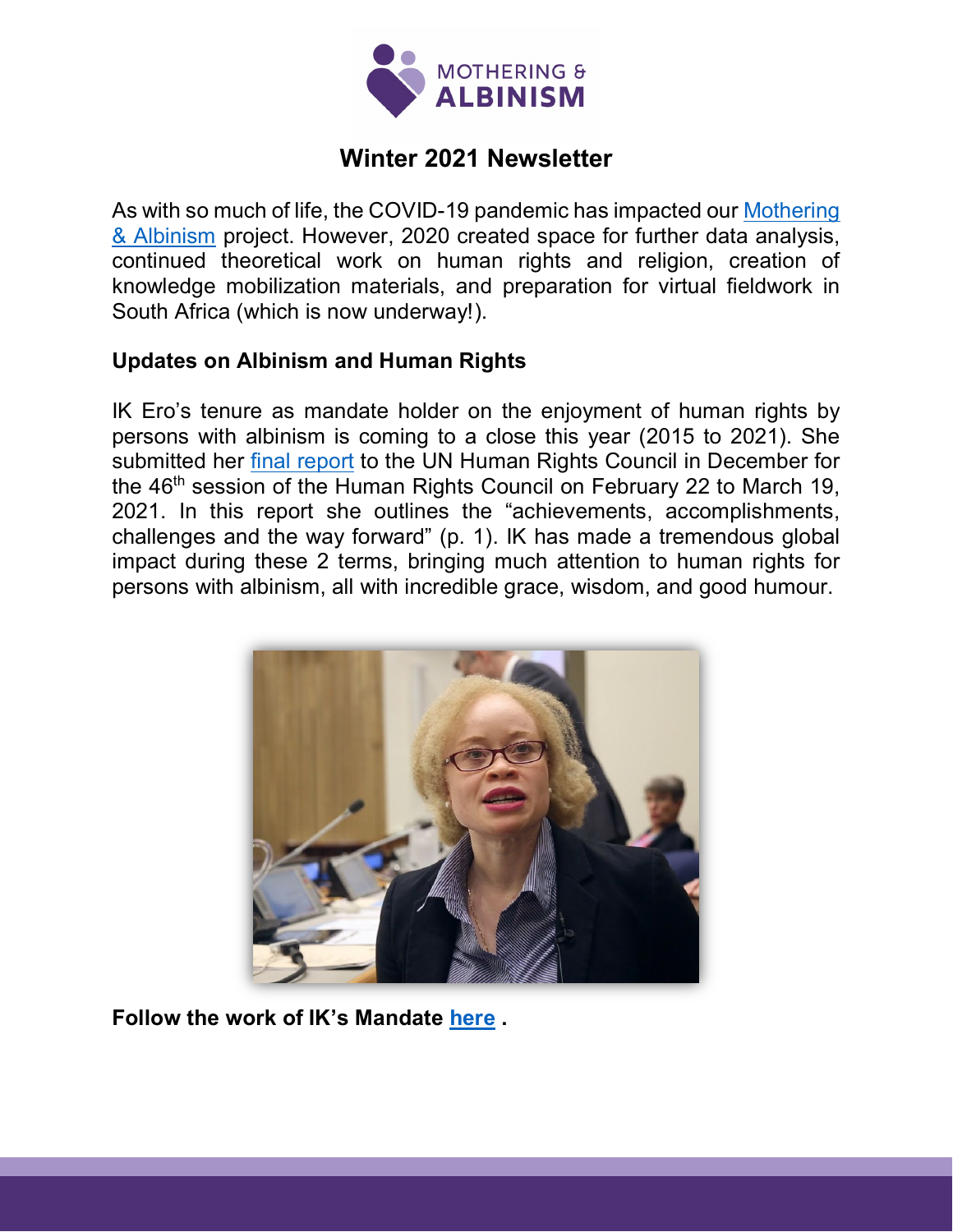MOTHERING & ALBINISM

# Winter 2021 Newsletter

As with so much of life, the COVID-19 pandemic has impacted our Mothering & Albinism project. However, 2020 created space for further data analysis, continued theoretical work on human rights and religion, creation of knowledge mobilization materials, and preparation for virtual fieldwork in South Africa (which is now underway!).

## Updates on Albinism and Human Rights

IK Ero's tenure as mandate holder on the enjoyment of human rights by persons with albinism is coming to a close this year (2015 to 2021). She submitted her final report to the UN Human Rights Council in December for the 46th session of the Human Rights Council on February 22 to March 19, 2021. In this report she outlines the "achievements, accomplishments, challenges and the way forward" (p. 1). IK has made a tremendous global impact during these 2 terms, bringing much attention to human rights for persons with albinism, all with incredible grace, wisdom, and good humour.

**Follow the work of IK's Mandate here .**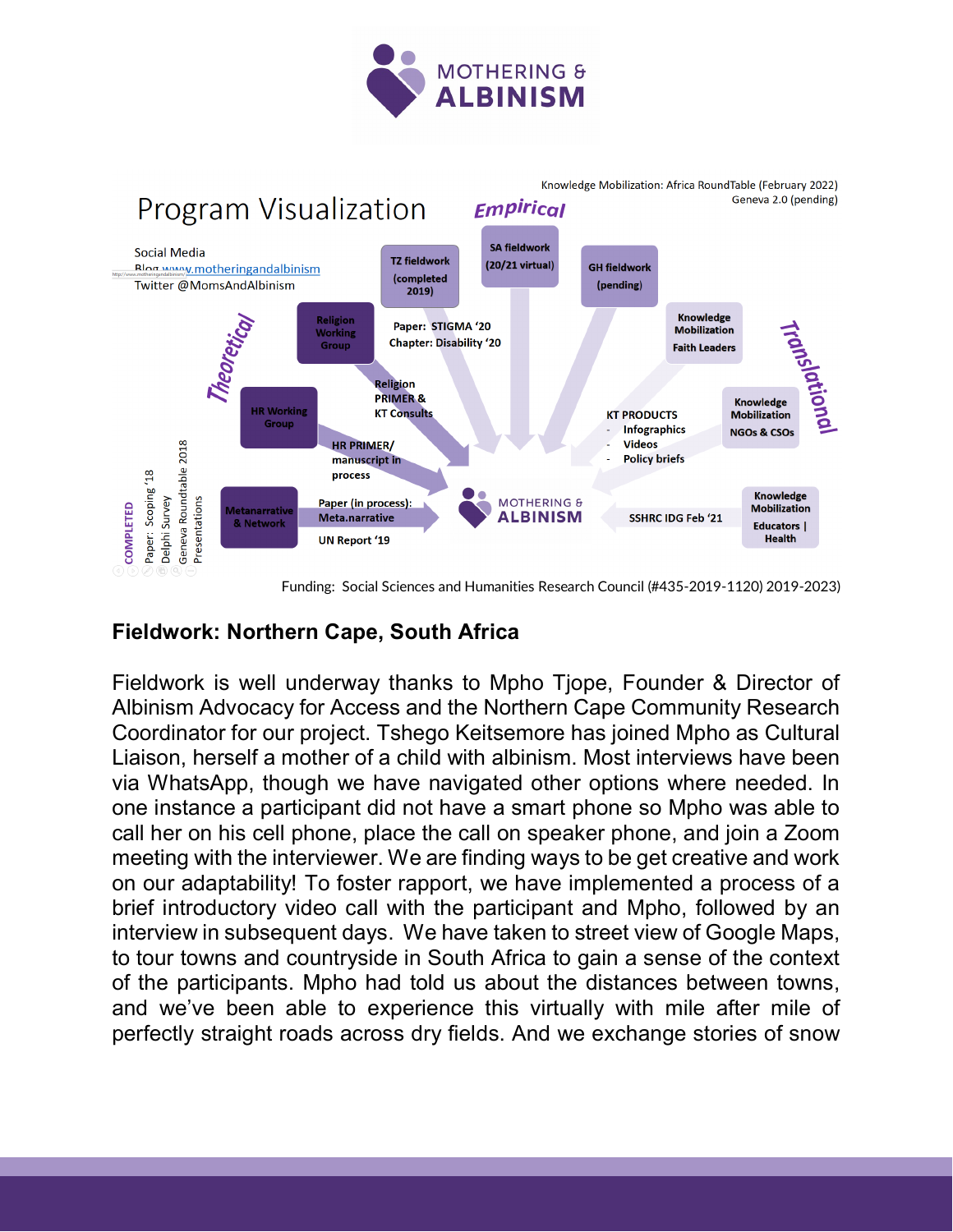# MOTHERING & ALBINISM

## Program Visualization

Knowledge Mobilization: Africa RoundTable (February 2022)
Geneva 2.0 (pending)

Social Media
Blog www.motheringandalbinism
Twitter @MomsAndAlbinism

**Empirical**

TZ fieldwork (completed 2019)

SA fieldwork (20/21 virtual)

GH fieldwork (pending)

**Theoretical**

Religion Working Group

Paper: STIGMA '20
Chapter: Disability '20

Religion PRIMER & KT Consults

HR Working Group

HR PRIMER/ manuscript in process

Metanarrative & Network

Paper (in process): Meta.narrative

UN Report '19

COMPLETED
Paper: Scoping '18
Delphi Survey
Geneva Roundtable 2018
Presentations

**Translational**

Knowledge Mobilization Faith Leaders

Knowledge Mobilization NGOs & CSOs

KT PRODUCTS
- Infographics
- Videos
- Policy briefs

Knowledge Mobilization Educators | Health

SSHRC IDG Feb '21

MOTHERING & ALBINISM

Funding: Social Sciences and Humanities Research Council (#435-2019-1120) 2019-2023)

## Fieldwork: Northern Cape, South Africa

Fieldwork is well underway thanks to Mpho Tjope, Founder & Director of Albinism Advocacy for Access and the Northern Cape Community Research Coordinator for our project. Tshego Keitsemore has joined Mpho as Cultural Liaison, herself a mother of a child with albinism. Most interviews have been via WhatsApp, though we have navigated other options where needed. In one instance a participant did not have a smart phone so Mpho was able to call her on his cell phone, place the call on speaker phone, and join a Zoom meeting with the interviewer. We are finding ways to be get creative and work on our adaptability! To foster rapport, we have implemented a process of a brief introductory video call with the participant and Mpho, followed by an interview in subsequent days. We have taken to street view of Google Maps, to tour towns and countryside in South Africa to gain a sense of the context of the participants. Mpho had told us about the distances between towns, and we've been able to experience this virtually with mile after mile of perfectly straight roads across dry fields. And we exchange stories of snow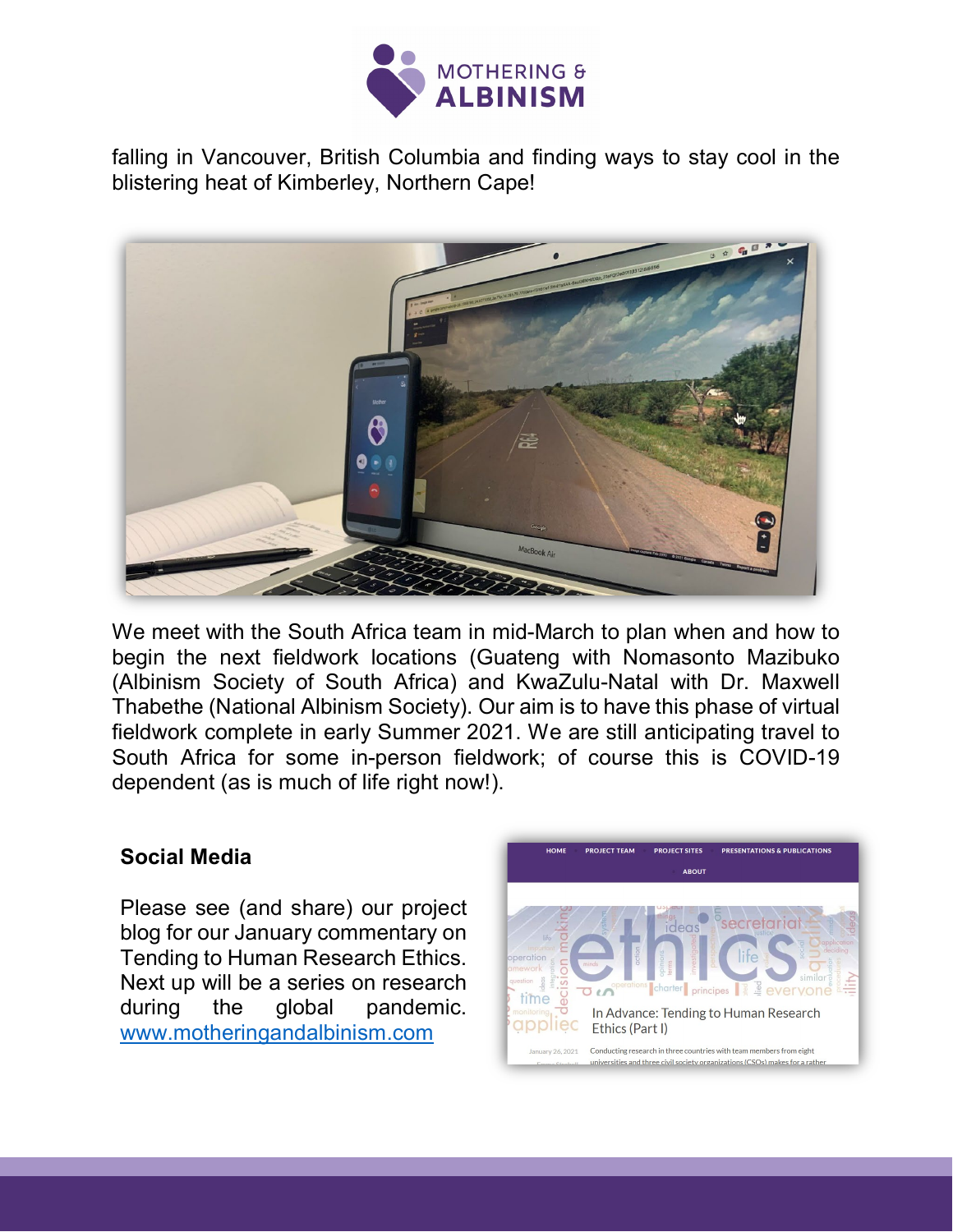falling in Vancouver, British Columbia and finding ways to stay cool in the blistering heat of Kimberley, Northern Cape!

We meet with the South Africa team in mid-March to plan when and how to begin the next fieldwork locations (Guateng with Nomasonto Mazibuko (Albinism Society of South Africa) and KwaZulu-Natal with Dr. Maxwell Thabethe (National Albinism Society). Our aim is to have this phase of virtual fieldwork complete in early Summer 2021. We are still anticipating travel to South Africa for some in-person fieldwork; of course this is COVID-19 dependent (as is much of life right now!).

## Social Media

Please see (and share) our project blog for our January commentary on Tending to Human Research Ethics. Next up will be a series on research during the global pandemic. [www.motheringandalbinism.com](http://www.motheringandalbinism.com)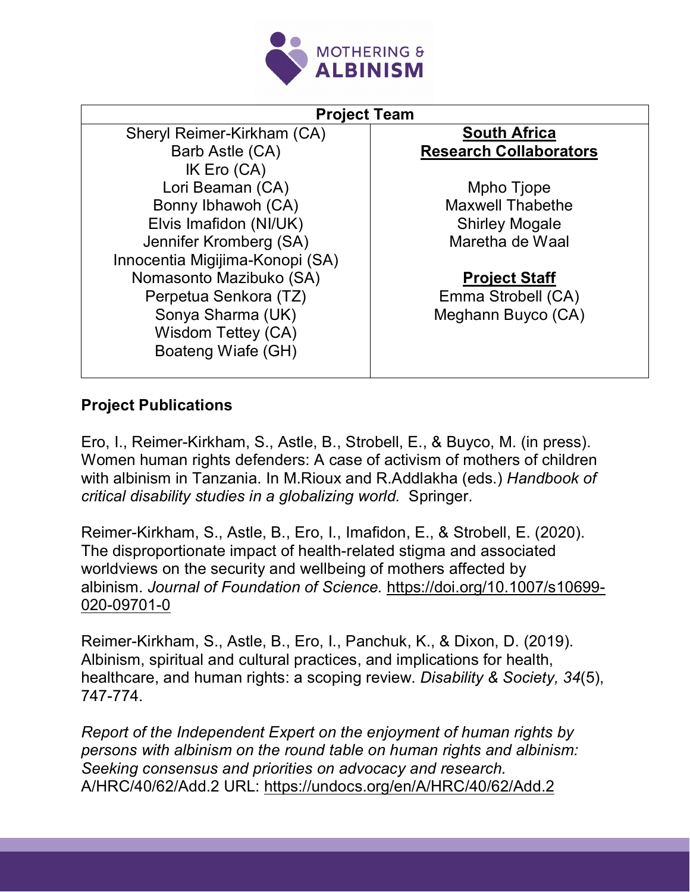MOTHERING & ALBINISM

| Project Team | |
|---|---|
| Sheryl Reimer-Kirkham (CA)<br>Barb Astle (CA)<br>IK Ero (CA)<br>Lori Beaman (CA)<br>Bonny Ibhawoh (CA)<br>Elvis Imafidon (NI/UK)<br>Jennifer Kromberg (SA)<br>Innocentia Migijima-Konopi (SA)<br>Nomasonto Mazibuko (SA)<br>Perpetua Senkora (TZ)<br>Sonya Sharma (UK)<br>Wisdom Tettey (CA)<br>Boateng Wiafe (GH) | **South Africa Research Collaborators**<br><br>Mpho Tjope<br>Maxwell Thabethe<br>Shirley Mogale<br>Maretha de Waal<br><br>**Project Staff**<br>Emma Strobell (CA)<br>Meghann Buyco (CA) |

## Project Publications

Ero, I., Reimer-Kirkham, S., Astle, B., Strobell, E., & Buyco, M. (in press). Women human rights defenders: A case of activism of mothers of children with albinism in Tanzania. In M.Rioux and R.Addlakha (eds.) *Handbook of critical disability studies in a globalizing world.* Springer.

Reimer-Kirkham, S., Astle, B., Ero, I., Imafidon, E., & Strobell, E. (2020). The disproportionate impact of health-related stigma and associated worldviews on the security and wellbeing of mothers affected by albinism. *Journal of Foundation of Science.* https://doi.org/10.1007/s10699-020-09701-0

Reimer-Kirkham, S., Astle, B., Ero, I., Panchuk, K., & Dixon, D. (2019). Albinism, spiritual and cultural practices, and implications for health, healthcare, and human rights: a scoping review. *Disability & Society, 34*(5), 747-774.

*Report of the Independent Expert on the enjoyment of human rights by persons with albinism on the round table on human rights and albinism: Seeking consensus and priorities on advocacy and research.* A/HRC/40/62/Add.2 URL: https://undocs.org/en/A/HRC/40/62/Add.2